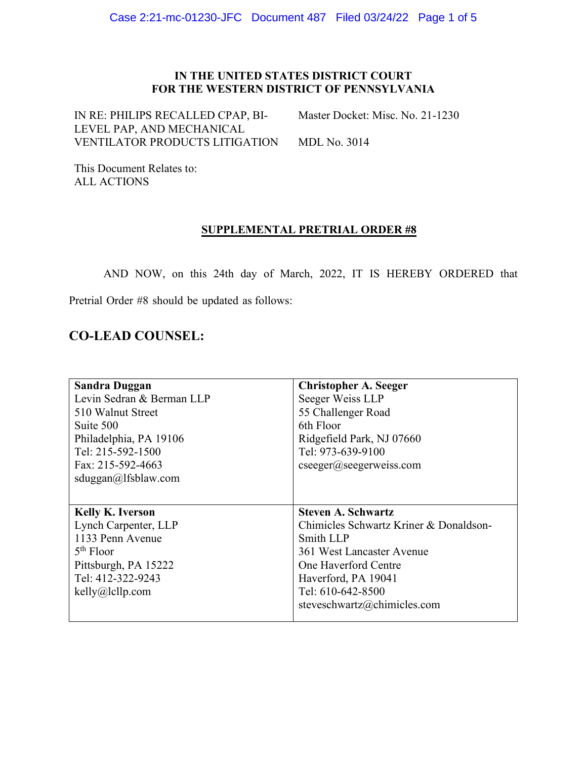**IN THE UNITED STATES DISTRICT COURT**
**FOR THE WESTERN DISTRICT OF PENNSYLVANIA**

| | |
|---|---|
| IN RE: PHILIPS RECALLED CPAP, BI-LEVEL PAP, AND MECHANICAL VENTILATOR PRODUCTS LITIGATION | Master Docket: Misc. No. 21-1230<br><br>MDL No. 3014 |

This Document Relates to:
ALL ACTIONS

**SUPPLEMENTAL PRETRIAL ORDER #8**

AND NOW, on this 24th day of March, 2022, IT IS HEREBY ORDERED that Pretrial Order #8 should be updated as follows:

## CO-LEAD COUNSEL:

| | |
|---|---|
| **Sandra Duggan**<br>Levin Sedran & Berman LLP<br>510 Walnut Street<br>Suite 500<br>Philadelphia, PA 19106<br>Tel: 215-592-1500<br>Fax: 215-592-4663<br>sduggan@lfsblaw.com | **Christopher A. Seeger**<br>Seeger Weiss LLP<br>55 Challenger Road<br>6th Floor<br>Ridgefield Park, NJ 07660<br>Tel: 973-639-9100<br>cseeger@seegerweiss.com |
| **Kelly K. Iverson**<br>Lynch Carpenter, LLP<br>1133 Penn Avenue<br>5th Floor<br>Pittsburgh, PA 15222<br>Tel: 412-322-9243<br>kelly@lcllp.com | **Steven A. Schwartz**<br>Chimicles Schwartz Kriner & Donaldson-Smith LLP<br>361 West Lancaster Avenue<br>One Haverford Centre<br>Haverford, PA 19041<br>Tel: 610-642-8500<br>steveschwartz@chimicles.com |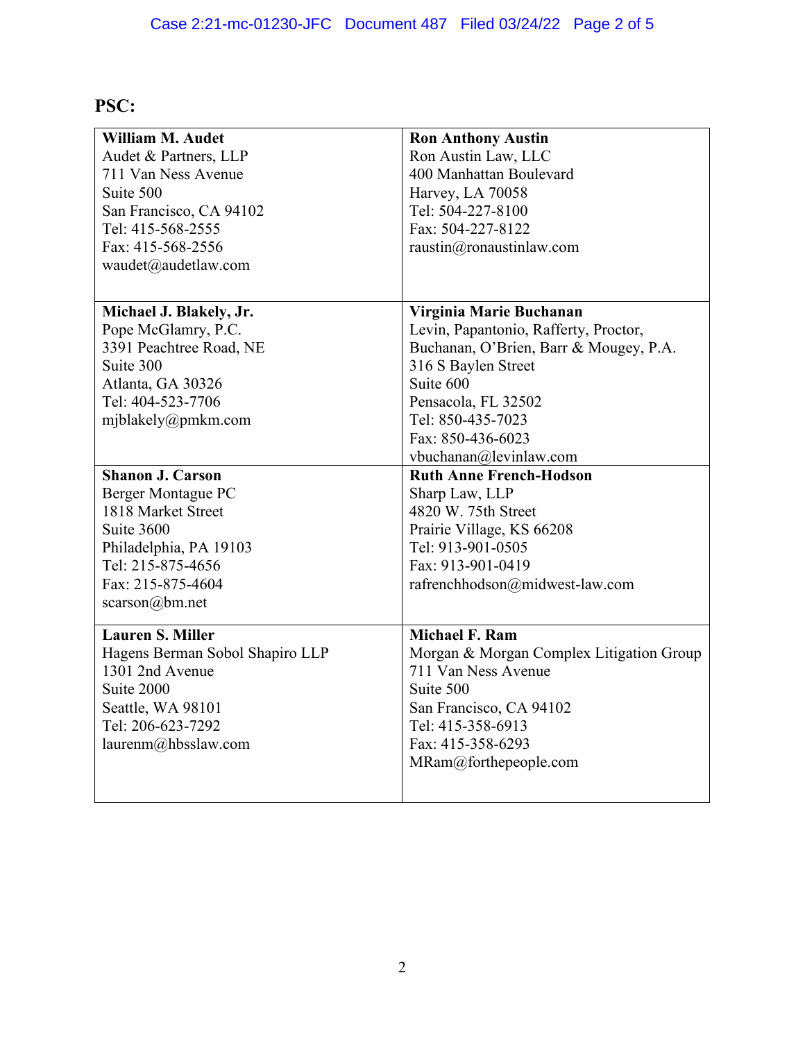**PSC:**

| | |
|---|---|
| **William M. Audet**<br>Audet & Partners, LLP<br>711 Van Ness Avenue<br>Suite 500<br>San Francisco, CA 94102<br>Tel: 415-568-2555<br>Fax: 415-568-2556<br>waudet@audetlaw.com | **Ron Anthony Austin**<br>Ron Austin Law, LLC<br>400 Manhattan Boulevard<br>Harvey, LA 70058<br>Tel: 504-227-8100<br>Fax: 504-227-8122<br>raustin@ronaustinlaw.com |
| **Michael J. Blakely, Jr.**<br>Pope McGlamry, P.C.<br>3391 Peachtree Road, NE<br>Suite 300<br>Atlanta, GA 30326<br>Tel: 404-523-7706<br>mjblakely@pmkm.com | **Virginia Marie Buchanan**<br>Levin, Papantonio, Rafferty, Proctor, Buchanan, O'Brien, Barr & Mougey, P.A.<br>316 S Baylen Street<br>Suite 600<br>Pensacola, FL 32502<br>Tel: 850-435-7023<br>Fax: 850-436-6023<br>vbuchanan@levinlaw.com |
| **Shanon J. Carson**<br>Berger Montague PC<br>1818 Market Street<br>Suite 3600<br>Philadelphia, PA 19103<br>Tel: 215-875-4656<br>Fax: 215-875-4604<br>scarson@bm.net | **Ruth Anne French-Hodson**<br>Sharp Law, LLP<br>4820 W. 75th Street<br>Prairie Village, KS 66208<br>Tel: 913-901-0505<br>Fax: 913-901-0419<br>rafrenchhodson@midwest-law.com |
| **Lauren S. Miller**<br>Hagens Berman Sobol Shapiro LLP<br>1301 2nd Avenue<br>Suite 2000<br>Seattle, WA 98101<br>Tel: 206-623-7292<br>laurenm@hbsslaw.com | **Michael F. Ram**<br>Morgan & Morgan Complex Litigation Group<br>711 Van Ness Avenue<br>Suite 500<br>San Francisco, CA 94102<br>Tel: 415-358-6913<br>Fax: 415-358-6293<br>MRam@forthepeople.com |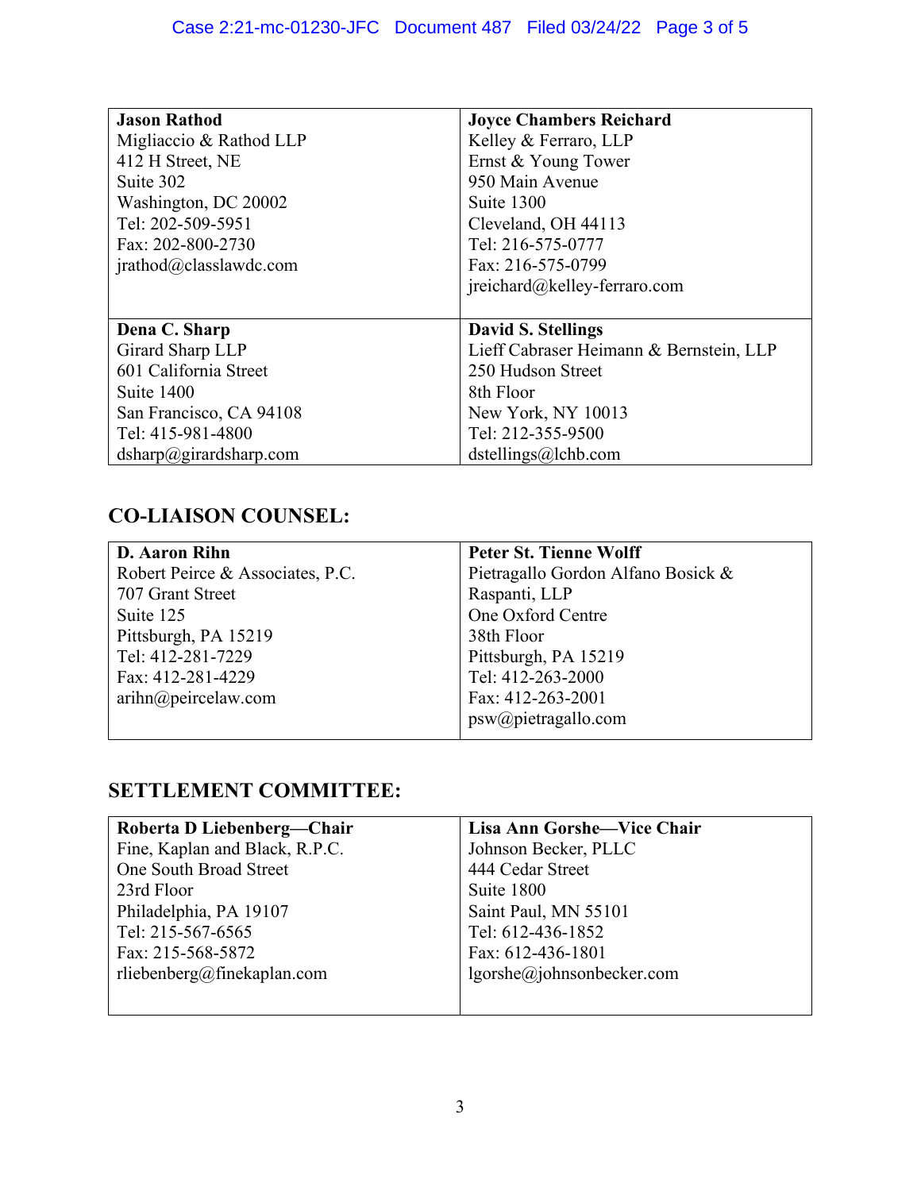| | |
|---|---|
| **Jason Rathod**<br>Migliaccio & Rathod LLP<br>412 H Street, NE<br>Suite 302<br>Washington, DC 20002<br>Tel: 202-509-5951<br>Fax: 202-800-2730<br>jrathod@classlawdc.com | **Joyce Chambers Reichard**<br>Kelley & Ferraro, LLP<br>Ernst & Young Tower<br>950 Main Avenue<br>Suite 1300<br>Cleveland, OH 44113<br>Tel: 216-575-0777<br>Fax: 216-575-0799<br>jreichard@kelley-ferraro.com |
| **Dena C. Sharp**<br>Girard Sharp LLP<br>601 California Street<br>Suite 1400<br>San Francisco, CA 94108<br>Tel: 415-981-4800<br>dsharp@girardsharp.com | **David S. Stellings**<br>Lieff Cabraser Heimann & Bernstein, LLP<br>250 Hudson Street<br>8th Floor<br>New York, NY 10013<br>Tel: 212-355-9500<br>dstellings@lchb.com |

## CO-LIAISON COUNSEL:

| | |
|---|---|
| **D. Aaron Rihn**<br>Robert Peirce & Associates, P.C.<br>707 Grant Street<br>Suite 125<br>Pittsburgh, PA 15219<br>Tel: 412-281-7229<br>Fax: 412-281-4229<br>arihn@peircelaw.com | **Peter St. Tienne Wolff**<br>Pietragallo Gordon Alfano Bosick & Raspanti, LLP<br>One Oxford Centre<br>38th Floor<br>Pittsburgh, PA 15219<br>Tel: 412-263-2000<br>Fax: 412-263-2001<br>psw@pietragallo.com |

## SETTLEMENT COMMITTEE:

| | |
|---|---|
| **Roberta D Liebenberg—Chair**<br>Fine, Kaplan and Black, R.P.C.<br>One South Broad Street<br>23rd Floor<br>Philadelphia, PA 19107<br>Tel: 215-567-6565<br>Fax: 215-568-5872<br>rliebenberg@finekaplan.com | **Lisa Ann Gorshe—Vice Chair**<br>Johnson Becker, PLLC<br>444 Cedar Street<br>Suite 1800<br>Saint Paul, MN 55101<br>Tel: 612-436-1852<br>Fax: 612-436-1801<br>lgorshe@johnsonbecker.com |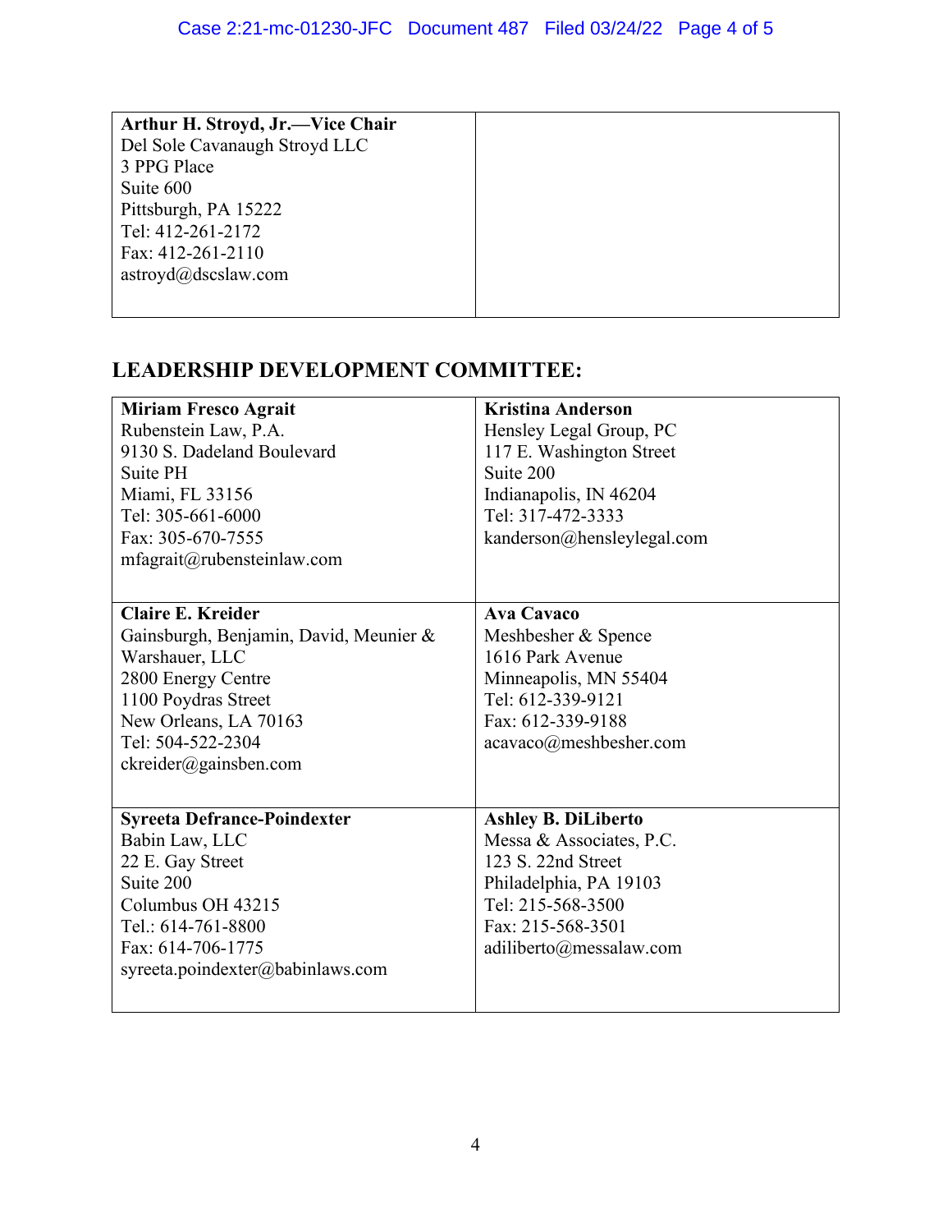| **Arthur H. Stroyd, Jr.—Vice Chair**<br>Del Sole Cavanaugh Stroyd LLC<br>3 PPG Place<br>Suite 600<br>Pittsburgh, PA 15222<br>Tel: 412-261-2172<br>Fax: 412-261-2110<br>astroyd@dscslaw.com | |
|---|---|

## LEADERSHIP DEVELOPMENT COMMITTEE:

| **Miriam Fresco Agrait**<br>Rubenstein Law, P.A.<br>9130 S. Dadeland Boulevard<br>Suite PH<br>Miami, FL 33156<br>Tel: 305-661-6000<br>Fax: 305-670-7555<br>mfagrait@rubensteinlaw.com | **Kristina Anderson**<br>Hensley Legal Group, PC<br>117 E. Washington Street<br>Suite 200<br>Indianapolis, IN 46204<br>Tel: 317-472-3333<br>kanderson@hensleylegal.com |
|---|---|
| **Claire E. Kreider**<br>Gainsburgh, Benjamin, David, Meunier & Warshauer, LLC<br>2800 Energy Centre<br>1100 Poydras Street<br>New Orleans, LA 70163<br>Tel: 504-522-2304<br>ckreider@gainsben.com | **Ava Cavaco**<br>Meshbesher & Spence<br>1616 Park Avenue<br>Minneapolis, MN 55404<br>Tel: 612-339-9121<br>Fax: 612-339-9188<br>acavaco@meshbesher.com |
| **Syreeta Defrance-Poindexter**<br>Babin Law, LLC<br>22 E. Gay Street<br>Suite 200<br>Columbus OH 43215<br>Tel.: 614-761-8800<br>Fax: 614-706-1775<br>syreeta.poindexter@babinlaws.com | **Ashley B. DiLiberto**<br>Messa & Associates, P.C.<br>123 S. 22nd Street<br>Philadelphia, PA 19103<br>Tel: 215-568-3500<br>Fax: 215-568-3501<br>adiliberto@messalaw.com |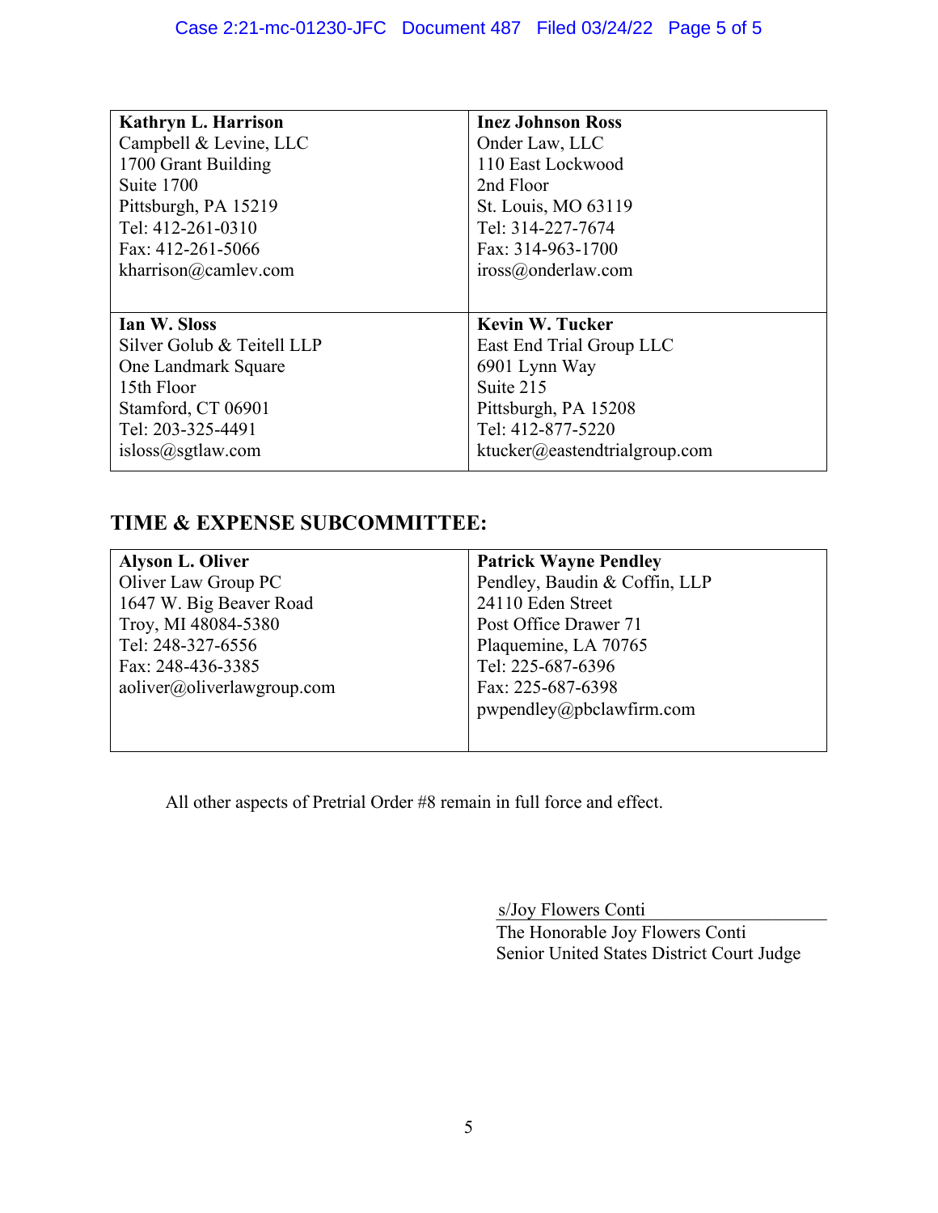| | |
|---|---|
| **Kathryn L. Harrison**<br>Campbell & Levine, LLC<br>1700 Grant Building<br>Suite 1700<br>Pittsburgh, PA 15219<br>Tel: 412-261-0310<br>Fax: 412-261-5066<br>kharrison@camlev.com | **Inez Johnson Ross**<br>Onder Law, LLC<br>110 East Lockwood<br>2nd Floor<br>St. Louis, MO 63119<br>Tel: 314-227-7674<br>Fax: 314-963-1700<br>iross@onderlaw.com |
| **Ian W. Sloss**<br>Silver Golub & Teitell LLP<br>One Landmark Square<br>15th Floor<br>Stamford, CT 06901<br>Tel: 203-325-4491<br>isloss@sgtlaw.com | **Kevin W. Tucker**<br>East End Trial Group LLC<br>6901 Lynn Way<br>Suite 215<br>Pittsburgh, PA 15208<br>Tel: 412-877-5220<br>ktucker@eastendtrialgroup.com |

## TIME & EXPENSE SUBCOMMITTEE:

| | |
|---|---|
| **Alyson L. Oliver**<br>Oliver Law Group PC<br>1647 W. Big Beaver Road<br>Troy, MI 48084-5380<br>Tel: 248-327-6556<br>Fax: 248-436-3385<br>aoliver@oliverlawgroup.com | **Patrick Wayne Pendley**<br>Pendley, Baudin & Coffin, LLP<br>24110 Eden Street<br>Post Office Drawer 71<br>Plaquemine, LA 70765<br>Tel: 225-687-6396<br>Fax: 225-687-6398<br>pwpendley@pbclawfirm.com |

All other aspects of Pretrial Order #8 remain in full force and effect.

s/Joy Flowers Conti
The Honorable Joy Flowers Conti
Senior United States District Court Judge